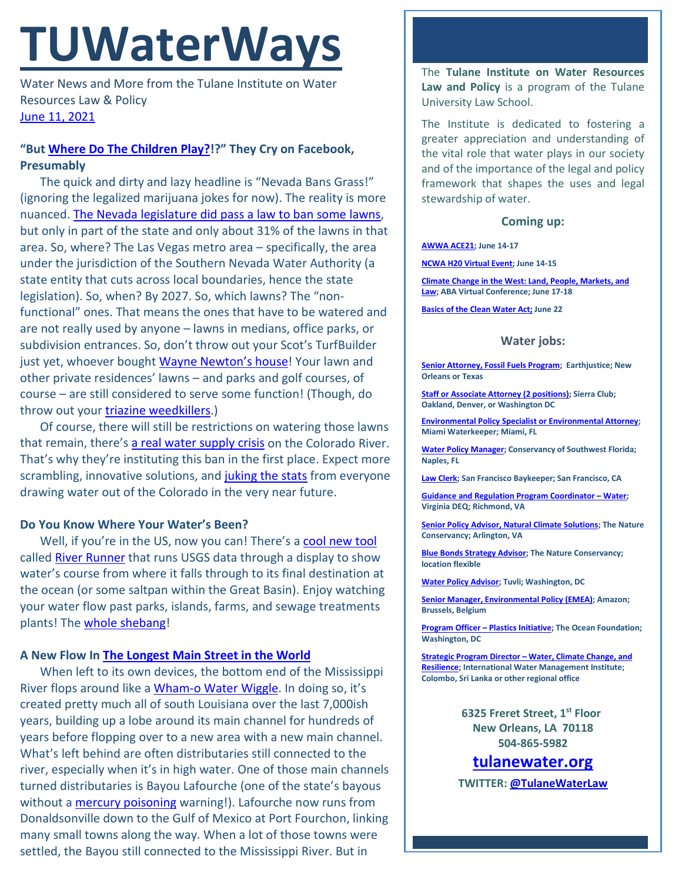# TUWaterWays

Water News and More from the Tulane Institute on Water Resources Law & Policy
June 11, 2021

### "But Where Do The Children Play?!?" They Cry on Facebook, Presumably

The quick and dirty and lazy headline is "Nevada Bans Grass!" (ignoring the legalized marijuana jokes for now). The reality is more nuanced. The Nevada legislature did pass a law to ban some lawns, but only in part of the state and only about 31% of the lawns in that area. So, where? The Las Vegas metro area – specifically, the area under the jurisdiction of the Southern Nevada Water Authority (a state entity that cuts across local boundaries, hence the state legislation). So, when? By 2027. So, which lawns? The "non-functional" ones. That means the ones that have to be watered and are not really used by anyone – lawns in medians, office parks, or subdivision entrances. So, don't throw out your Scot's TurfBuilder just yet, whoever bought Wayne Newton's house! Your lawn and other private residences' lawns – and parks and golf courses, of course – are still considered to serve some function! (Though, do throw out your triazine weedkillers.)

Of course, there will still be restrictions on watering those lawns that remain, there's a real water supply crisis on the Colorado River. That's why they're instituting this ban in the first place. Expect more scrambling, innovative solutions, and juking the stats from everyone drawing water out of the Colorado in the very near future.

### Do You Know Where Your Water's Been?

Well, if you're in the US, now you can! There's a cool new tool called River Runner that runs USGS data through a display to show water's course from where it falls through to its final destination at the ocean (or some saltpan within the Great Basin). Enjoy watching your water flow past parks, islands, farms, and sewage treatments plants! The whole shebang!

### A New Flow In The Longest Main Street in the World

When left to its own devices, the bottom end of the Mississippi River flops around like a Wham-o Water Wiggle. In doing so, it's created pretty much all of south Louisiana over the last 7,000ish years, building up a lobe around its main channel for hundreds of years before flopping over to a new area with a new main channel. What's left behind are often distributaries still connected to the river, especially when it's in high water. One of those main channels turned distributaries is Bayou Lafourche (one of the state's bayous without a mercury poisoning warning!). Lafourche now runs from Donaldsonville down to the Gulf of Mexico at Port Fourchon, linking many small towns along the way. When a lot of those towns were settled, the Bayou still connected to the Mississippi River. But in

---

The **Tulane Institute on Water Resources Law and Policy** is a program of the Tulane University Law School.

The Institute is dedicated to fostering a greater appreciation and understanding of the vital role that water plays in our society and of the importance of the legal and policy framework that shapes the uses and legal stewardship of water.

#### Coming up:

**AWWA ACE21; June 14-17**

**NCWA H20 Virtual Event; June 14-15**

**Climate Change in the West: Land, People, Markets, and Law; ABA Virtual Conference; June 17-18**

**Basics of the Clean Water Act; June 22**

#### Water jobs:

**Senior Attorney, Fossil Fuels Program; Earthjustice; New Orleans or Texas**

**Staff or Associate Attorney (2 positions); Sierra Club; Oakland, Denver, or Washington DC**

**Environmental Policy Specialist or Environmental Attorney; Miami Waterkeeper; Miami, FL**

**Water Policy Manager; Conservancy of Southwest Florida; Naples, FL**

**Law Clerk; San Francisco Baykeeper; San Francisco, CA**

**Guidance and Regulation Program Coordinator – Water; Virginia DEQ; Richmond, VA**

**Senior Policy Advisor, Natural Climate Solutions; The Nature Conservancy; Arlington, VA**

**Blue Bonds Strategy Advisor; The Nature Conservancy; location flexible**

**Water Policy Advisor; Tuvli; Washington, DC**

**Senior Manager, Environmental Policy (EMEA); Amazon; Brussels, Belgium**

**Program Officer – Plastics Initiative; The Ocean Foundation; Washington, DC**

**Strategic Program Director – Water, Climate Change, and Resilience; International Water Management Institute; Colombo, Sri Lanka or other regional office**

**6325 Freret Street, 1st Floor**
**New Orleans, LA 70118**
**504-865-5982**

## tulanewater.org

**TWITTER: @TulaneWaterLaw**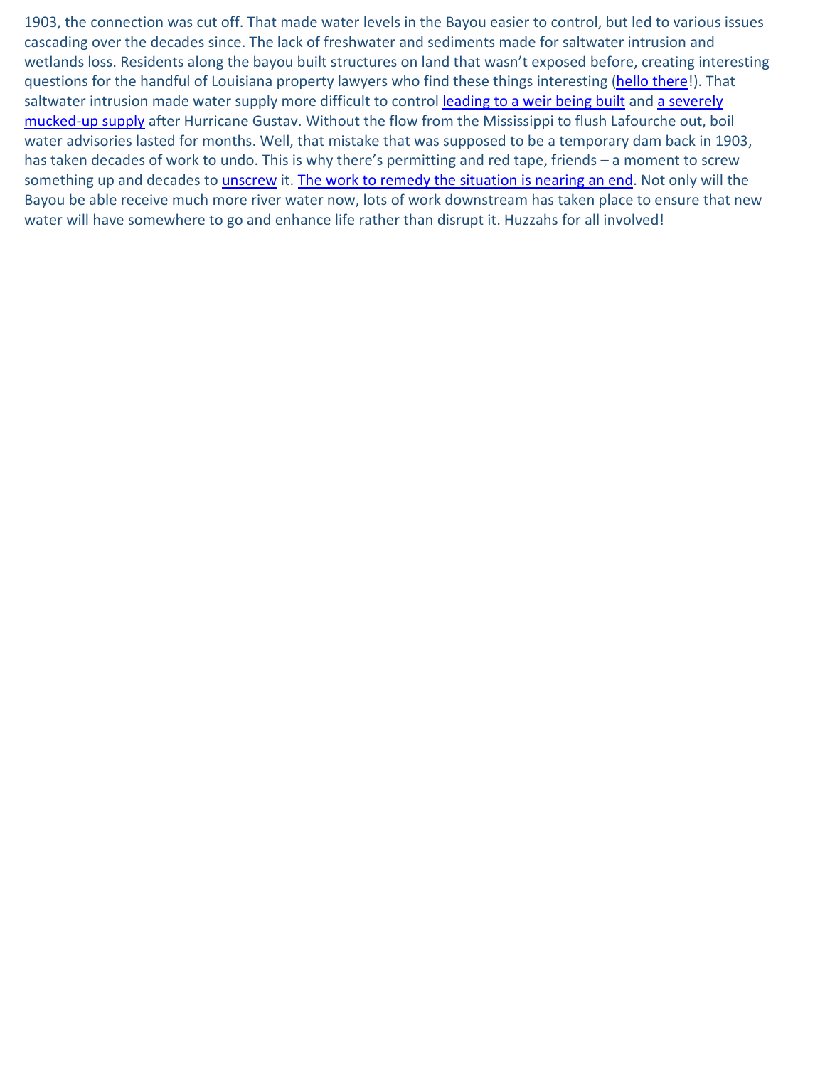1903, the connection was cut off. That made water levels in the Bayou easier to control, but led to various issues cascading over the decades since. The lack of freshwater and sediments made for saltwater intrusion and wetlands loss. Residents along the bayou built structures on land that wasn't exposed before, creating interesting questions for the handful of Louisiana property lawyers who find these things interesting (hello there!). That saltwater intrusion made water supply more difficult to control leading to a weir being built and a severely mucked-up supply after Hurricane Gustav. Without the flow from the Mississippi to flush Lafourche out, boil water advisories lasted for months. Well, that mistake that was supposed to be a temporary dam back in 1903, has taken decades of work to undo. This is why there's permitting and red tape, friends – a moment to screw something up and decades to unscrew it. The work to remedy the situation is nearing an end. Not only will the Bayou be able receive much more river water now, lots of work downstream has taken place to ensure that new water will have somewhere to go and enhance life rather than disrupt it. Huzzahs for all involved!